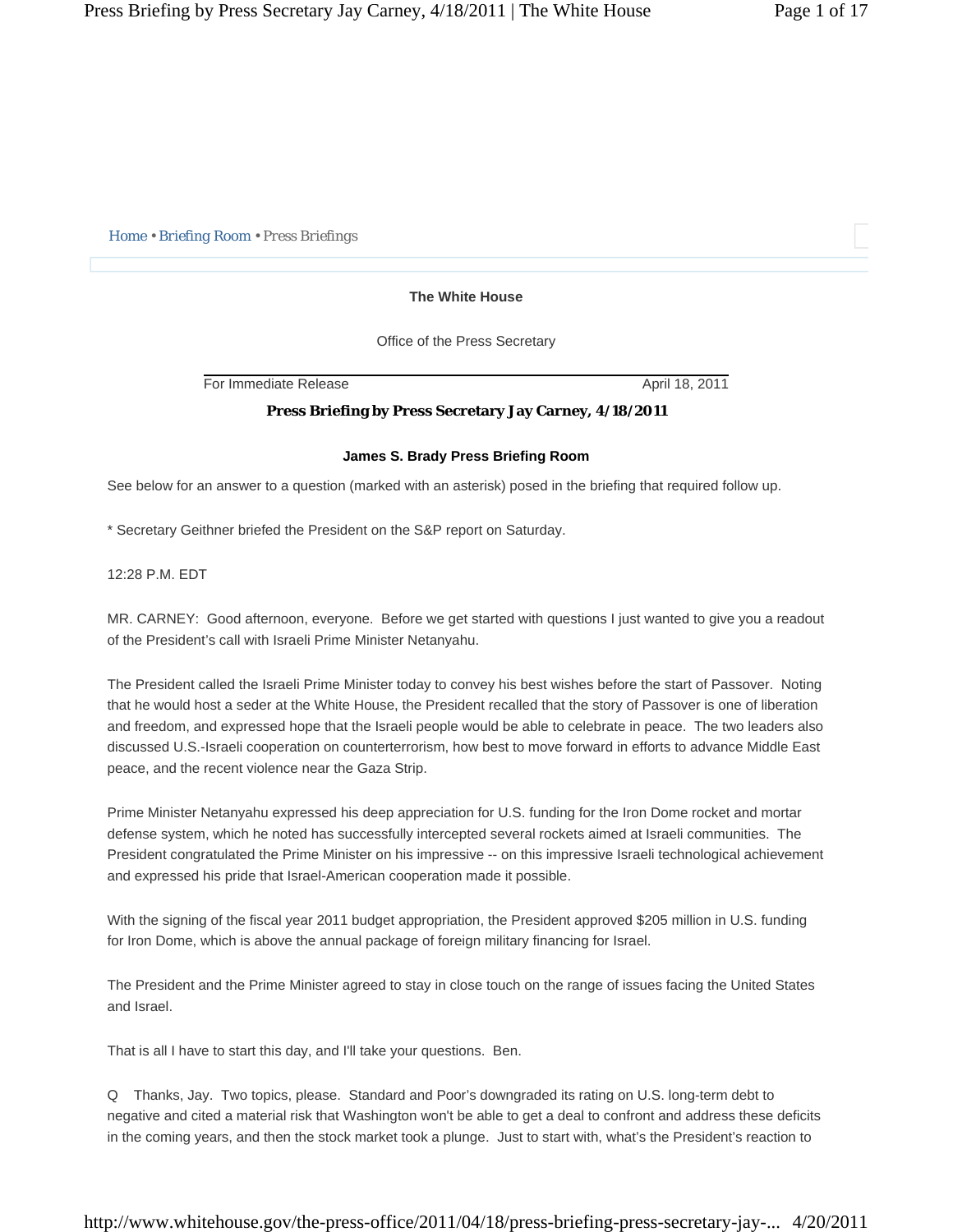Home • Briefing Room • Press Briefings

**The White House**

Office of the Press Secretary

For Immediate Release April 18, 2011

# Press Briefing by Press Secretary Jay Carney, 4/18/2011

**James S. Brady Press Briefing Room**

See below for an answer to a question (marked with an asterisk) posed in the briefing that required follow up.

* Secretary Geithner briefed the President on the S&P report on Saturday.

12:28 P.M. EDT

MR. CARNEY: Good afternoon, everyone. Before we get started with questions I just wanted to give you a readout of the President's call with Israeli Prime Minister Netanyahu.

The President called the Israeli Prime Minister today to convey his best wishes before the start of Passover. Noting that he would host a seder at the White House, the President recalled that the story of Passover is one of liberation and freedom, and expressed hope that the Israeli people would be able to celebrate in peace. The two leaders also discussed U.S.-Israeli cooperation on counterterrorism, how best to move forward in efforts to advance Middle East peace, and the recent violence near the Gaza Strip.

Prime Minister Netanyahu expressed his deep appreciation for U.S. funding for the Iron Dome rocket and mortar defense system, which he noted has successfully intercepted several rockets aimed at Israeli communities. The President congratulated the Prime Minister on his impressive -- on this impressive Israeli technological achievement and expressed his pride that Israel-American cooperation made it possible.

With the signing of the fiscal year 2011 budget appropriation, the President approved $205 million in U.S. funding for Iron Dome, which is above the annual package of foreign military financing for Israel.

The President and the Prime Minister agreed to stay in close touch on the range of issues facing the United States and Israel.

That is all I have to start this day, and I'll take your questions. Ben.

Q Thanks, Jay. Two topics, please. Standard and Poor's downgraded its rating on U.S. long-term debt to negative and cited a material risk that Washington won't be able to get a deal to confront and address these deficits in the coming years, and then the stock market took a plunge. Just to start with, what's the President's reaction to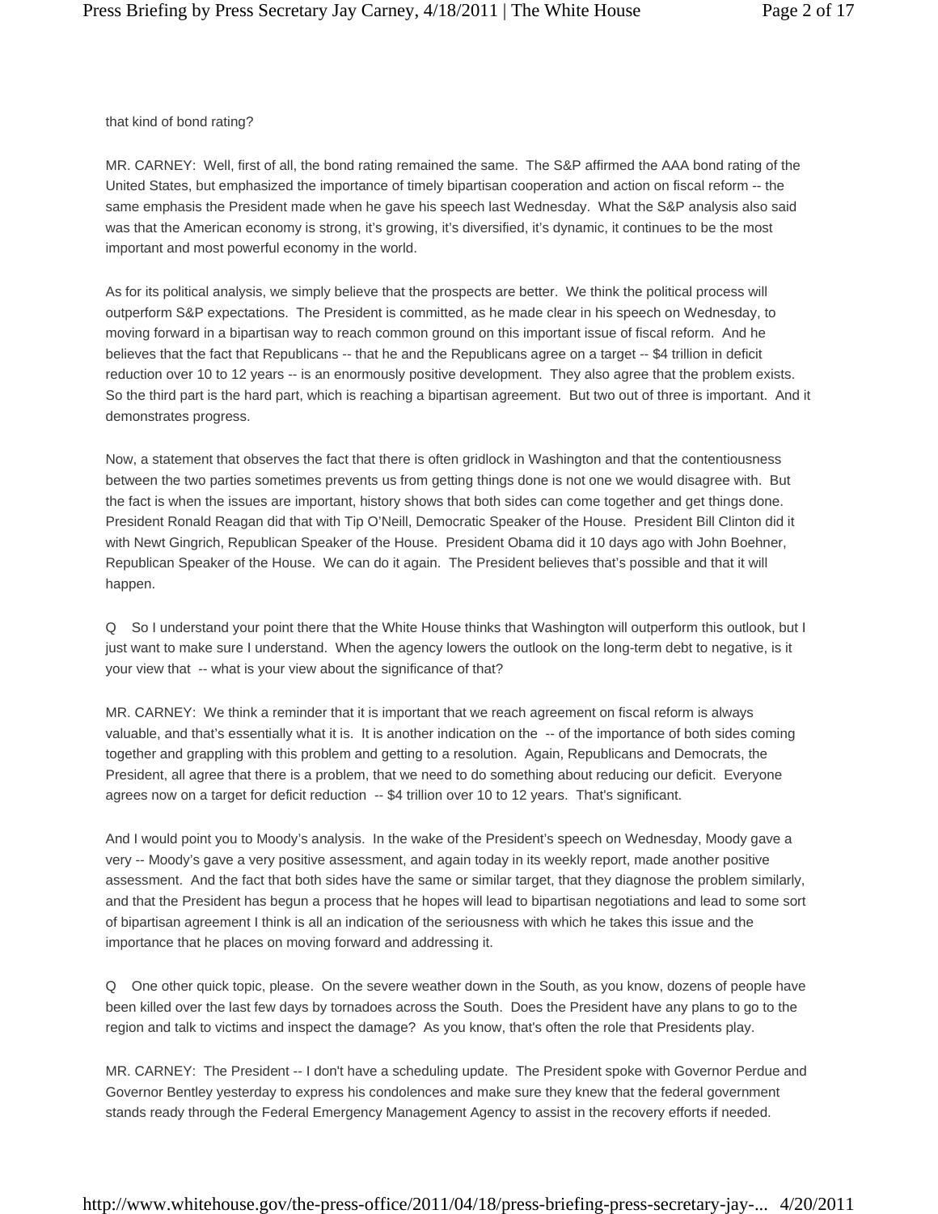that kind of bond rating?

MR. CARNEY: Well, first of all, the bond rating remained the same. The S&P affirmed the AAA bond rating of the United States, but emphasized the importance of timely bipartisan cooperation and action on fiscal reform -- the same emphasis the President made when he gave his speech last Wednesday. What the S&P analysis also said was that the American economy is strong, it's growing, it's diversified, it's dynamic, it continues to be the most important and most powerful economy in the world.

As for its political analysis, we simply believe that the prospects are better. We think the political process will outperform S&P expectations. The President is committed, as he made clear in his speech on Wednesday, to moving forward in a bipartisan way to reach common ground on this important issue of fiscal reform. And he believes that the fact that Republicans -- that he and the Republicans agree on a target -- $4 trillion in deficit reduction over 10 to 12 years -- is an enormously positive development. They also agree that the problem exists. So the third part is the hard part, which is reaching a bipartisan agreement. But two out of three is important. And it demonstrates progress.

Now, a statement that observes the fact that there is often gridlock in Washington and that the contentiousness between the two parties sometimes prevents us from getting things done is not one we would disagree with. But the fact is when the issues are important, history shows that both sides can come together and get things done. President Ronald Reagan did that with Tip O'Neill, Democratic Speaker of the House. President Bill Clinton did it with Newt Gingrich, Republican Speaker of the House. President Obama did it 10 days ago with John Boehner, Republican Speaker of the House. We can do it again. The President believes that's possible and that it will happen.

Q So I understand your point there that the White House thinks that Washington will outperform this outlook, but I just want to make sure I understand. When the agency lowers the outlook on the long-term debt to negative, is it your view that -- what is your view about the significance of that?

MR. CARNEY: We think a reminder that it is important that we reach agreement on fiscal reform is always valuable, and that's essentially what it is. It is another indication on the -- of the importance of both sides coming together and grappling with this problem and getting to a resolution. Again, Republicans and Democrats, the President, all agree that there is a problem, that we need to do something about reducing our deficit. Everyone agrees now on a target for deficit reduction -- $4 trillion over 10 to 12 years. That's significant.

And I would point you to Moody's analysis. In the wake of the President's speech on Wednesday, Moody gave a very -- Moody's gave a very positive assessment, and again today in its weekly report, made another positive assessment. And the fact that both sides have the same or similar target, that they diagnose the problem similarly, and that the President has begun a process that he hopes will lead to bipartisan negotiations and lead to some sort of bipartisan agreement I think is all an indication of the seriousness with which he takes this issue and the importance that he places on moving forward and addressing it.

Q One other quick topic, please. On the severe weather down in the South, as you know, dozens of people have been killed over the last few days by tornadoes across the South. Does the President have any plans to go to the region and talk to victims and inspect the damage? As you know, that's often the role that Presidents play.

MR. CARNEY: The President -- I don't have a scheduling update. The President spoke with Governor Perdue and Governor Bentley yesterday to express his condolences and make sure they knew that the federal government stands ready through the Federal Emergency Management Agency to assist in the recovery efforts if needed.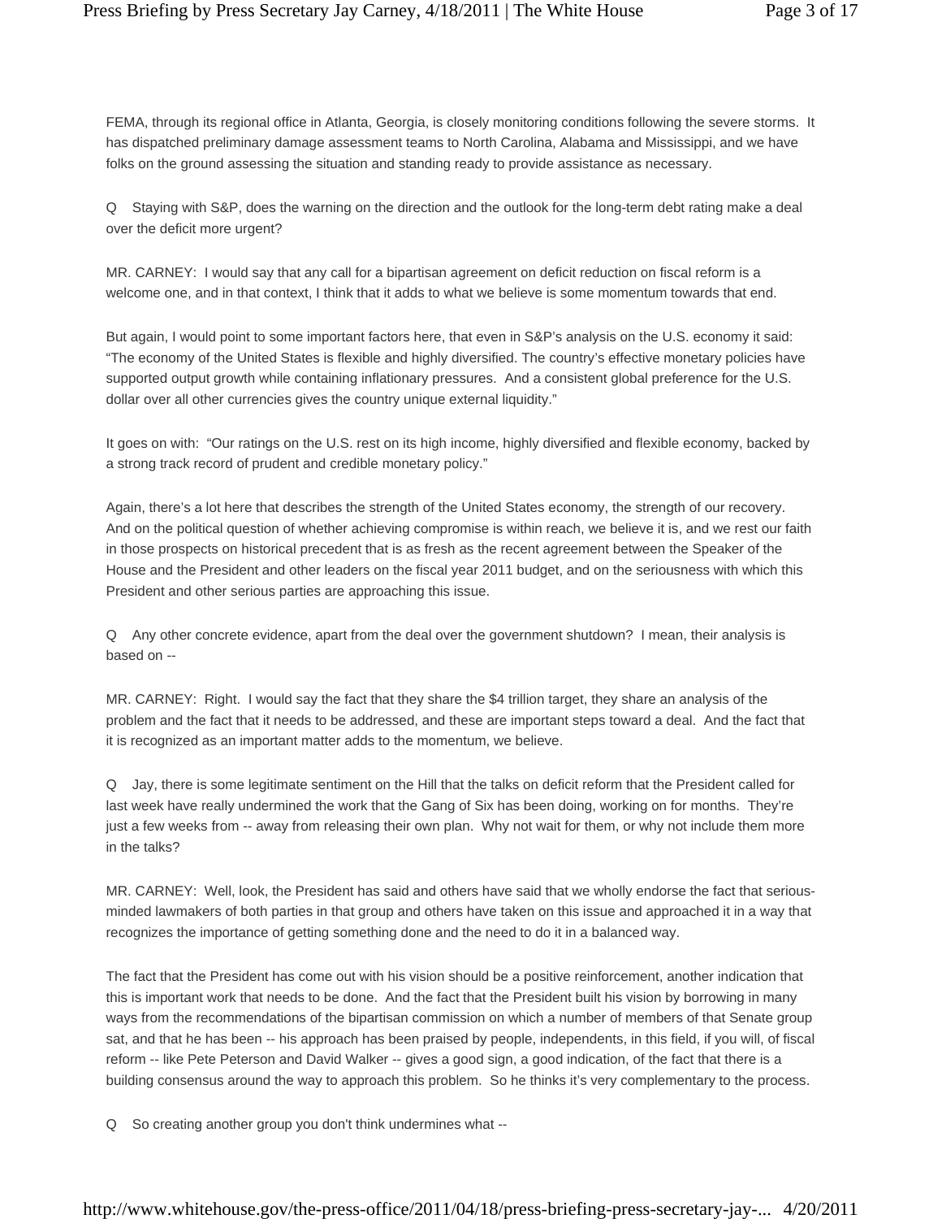FEMA, through its regional office in Atlanta, Georgia, is closely monitoring conditions following the severe storms. It has dispatched preliminary damage assessment teams to North Carolina, Alabama and Mississippi, and we have folks on the ground assessing the situation and standing ready to provide assistance as necessary.

Q Staying with S&P, does the warning on the direction and the outlook for the long-term debt rating make a deal over the deficit more urgent?

MR. CARNEY: I would say that any call for a bipartisan agreement on deficit reduction on fiscal reform is a welcome one, and in that context, I think that it adds to what we believe is some momentum towards that end.

But again, I would point to some important factors here, that even in S&P's analysis on the U.S. economy it said: "The economy of the United States is flexible and highly diversified. The country's effective monetary policies have supported output growth while containing inflationary pressures. And a consistent global preference for the U.S. dollar over all other currencies gives the country unique external liquidity."

It goes on with: "Our ratings on the U.S. rest on its high income, highly diversified and flexible economy, backed by a strong track record of prudent and credible monetary policy."

Again, there's a lot here that describes the strength of the United States economy, the strength of our recovery. And on the political question of whether achieving compromise is within reach, we believe it is, and we rest our faith in those prospects on historical precedent that is as fresh as the recent agreement between the Speaker of the House and the President and other leaders on the fiscal year 2011 budget, and on the seriousness with which this President and other serious parties are approaching this issue.

Q Any other concrete evidence, apart from the deal over the government shutdown? I mean, their analysis is based on --

MR. CARNEY: Right. I would say the fact that they share the $4 trillion target, they share an analysis of the problem and the fact that it needs to be addressed, and these are important steps toward a deal. And the fact that it is recognized as an important matter adds to the momentum, we believe.

Q Jay, there is some legitimate sentiment on the Hill that the talks on deficit reform that the President called for last week have really undermined the work that the Gang of Six has been doing, working on for months. They're just a few weeks from -- away from releasing their own plan. Why not wait for them, or why not include them more in the talks?

MR. CARNEY: Well, look, the President has said and others have said that we wholly endorse the fact that serious-minded lawmakers of both parties in that group and others have taken on this issue and approached it in a way that recognizes the importance of getting something done and the need to do it in a balanced way.

The fact that the President has come out with his vision should be a positive reinforcement, another indication that this is important work that needs to be done. And the fact that the President built his vision by borrowing in many ways from the recommendations of the bipartisan commission on which a number of members of that Senate group sat, and that he has been -- his approach has been praised by people, independents, in this field, if you will, of fiscal reform -- like Pete Peterson and David Walker -- gives a good sign, a good indication, of the fact that there is a building consensus around the way to approach this problem. So he thinks it's very complementary to the process.

Q So creating another group you don't think undermines what --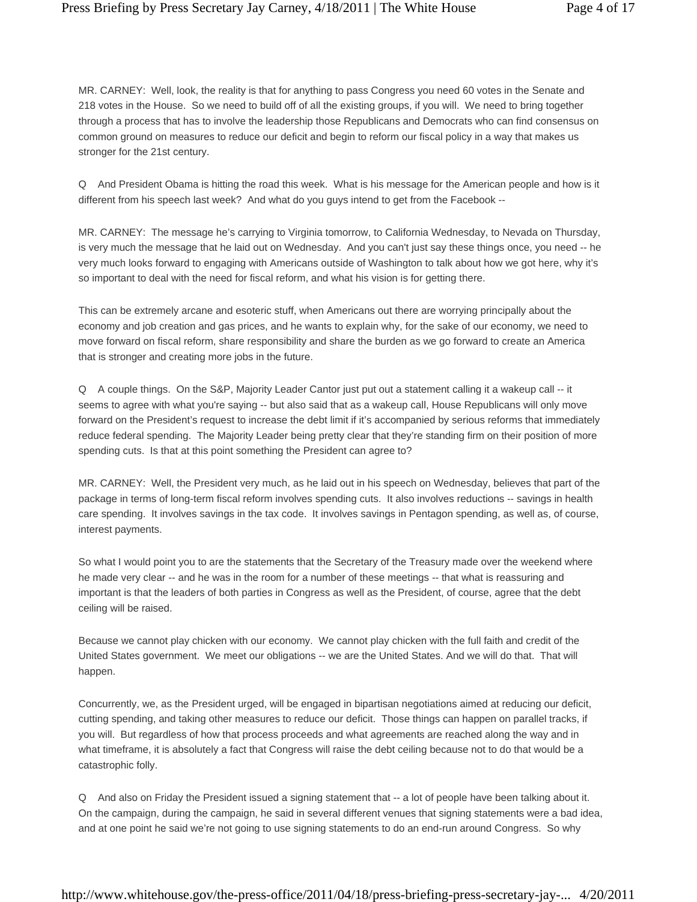MR. CARNEY: Well, look, the reality is that for anything to pass Congress you need 60 votes in the Senate and 218 votes in the House. So we need to build off of all the existing groups, if you will. We need to bring together through a process that has to involve the leadership those Republicans and Democrats who can find consensus on common ground on measures to reduce our deficit and begin to reform our fiscal policy in a way that makes us stronger for the 21st century.

Q And President Obama is hitting the road this week. What is his message for the American people and how is it different from his speech last week? And what do you guys intend to get from the Facebook --

MR. CARNEY: The message he's carrying to Virginia tomorrow, to California Wednesday, to Nevada on Thursday, is very much the message that he laid out on Wednesday. And you can't just say these things once, you need -- he very much looks forward to engaging with Americans outside of Washington to talk about how we got here, why it's so important to deal with the need for fiscal reform, and what his vision is for getting there.

This can be extremely arcane and esoteric stuff, when Americans out there are worrying principally about the economy and job creation and gas prices, and he wants to explain why, for the sake of our economy, we need to move forward on fiscal reform, share responsibility and share the burden as we go forward to create an America that is stronger and creating more jobs in the future.

Q A couple things. On the S&P, Majority Leader Cantor just put out a statement calling it a wakeup call -- it seems to agree with what you're saying -- but also said that as a wakeup call, House Republicans will only move forward on the President's request to increase the debt limit if it's accompanied by serious reforms that immediately reduce federal spending. The Majority Leader being pretty clear that they're standing firm on their position of more spending cuts. Is that at this point something the President can agree to?

MR. CARNEY: Well, the President very much, as he laid out in his speech on Wednesday, believes that part of the package in terms of long-term fiscal reform involves spending cuts. It also involves reductions -- savings in health care spending. It involves savings in the tax code. It involves savings in Pentagon spending, as well as, of course, interest payments.

So what I would point you to are the statements that the Secretary of the Treasury made over the weekend where he made very clear -- and he was in the room for a number of these meetings -- that what is reassuring and important is that the leaders of both parties in Congress as well as the President, of course, agree that the debt ceiling will be raised.

Because we cannot play chicken with our economy. We cannot play chicken with the full faith and credit of the United States government. We meet our obligations -- we are the United States. And we will do that. That will happen.

Concurrently, we, as the President urged, will be engaged in bipartisan negotiations aimed at reducing our deficit, cutting spending, and taking other measures to reduce our deficit. Those things can happen on parallel tracks, if you will. But regardless of how that process proceeds and what agreements are reached along the way and in what timeframe, it is absolutely a fact that Congress will raise the debt ceiling because not to do that would be a catastrophic folly.

Q And also on Friday the President issued a signing statement that -- a lot of people have been talking about it. On the campaign, during the campaign, he said in several different venues that signing statements were a bad idea, and at one point he said we're not going to use signing statements to do an end-run around Congress. So why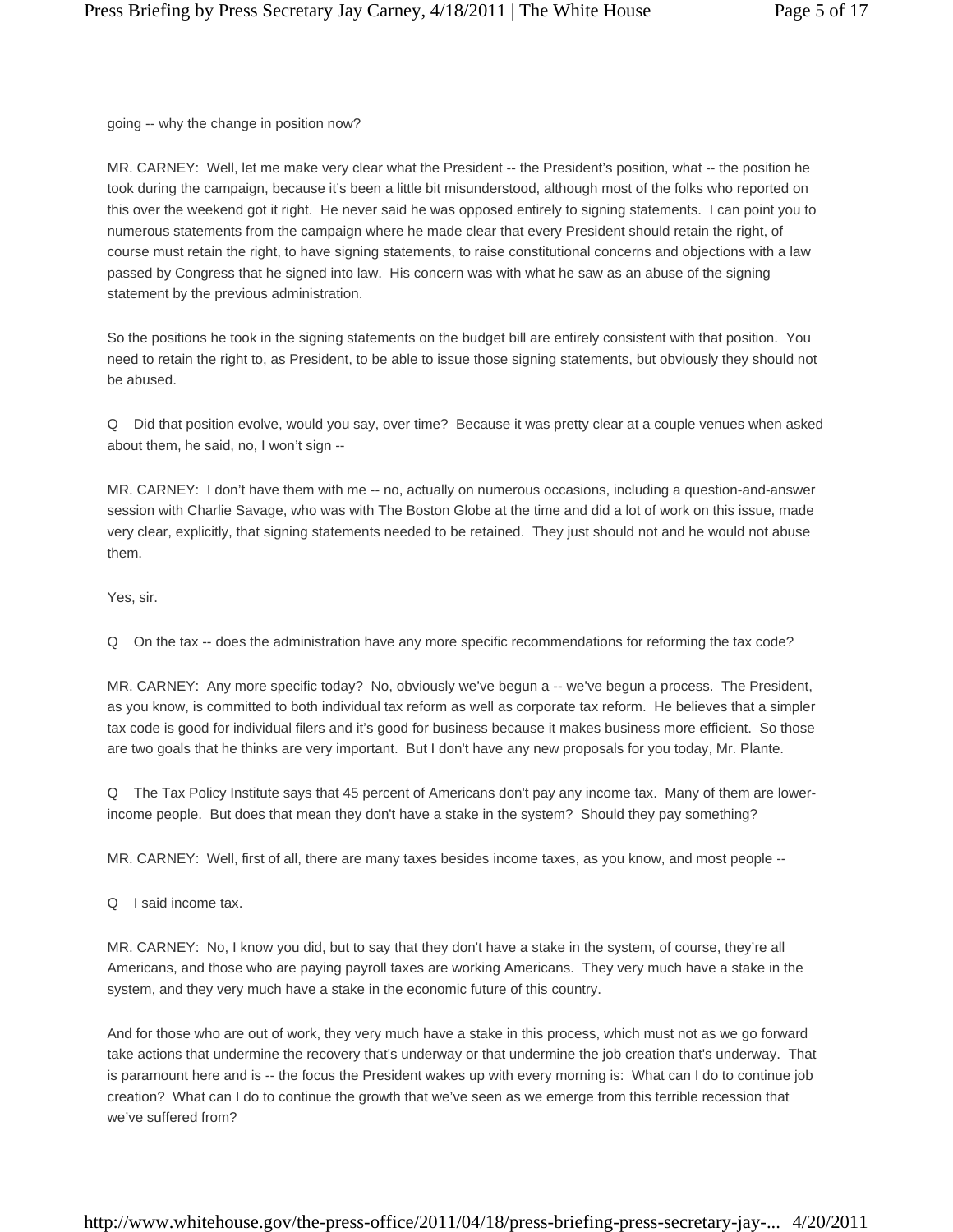going -- why the change in position now?

MR. CARNEY: Well, let me make very clear what the President -- the President's position, what -- the position he took during the campaign, because it's been a little bit misunderstood, although most of the folks who reported on this over the weekend got it right. He never said he was opposed entirely to signing statements. I can point you to numerous statements from the campaign where he made clear that every President should retain the right, of course must retain the right, to have signing statements, to raise constitutional concerns and objections with a law passed by Congress that he signed into law. His concern was with what he saw as an abuse of the signing statement by the previous administration.

So the positions he took in the signing statements on the budget bill are entirely consistent with that position. You need to retain the right to, as President, to be able to issue those signing statements, but obviously they should not be abused.

Q Did that position evolve, would you say, over time? Because it was pretty clear at a couple venues when asked about them, he said, no, I won't sign --

MR. CARNEY: I don't have them with me -- no, actually on numerous occasions, including a question-and-answer session with Charlie Savage, who was with The Boston Globe at the time and did a lot of work on this issue, made very clear, explicitly, that signing statements needed to be retained. They just should not and he would not abuse them.

Yes, sir.

Q On the tax -- does the administration have any more specific recommendations for reforming the tax code?

MR. CARNEY: Any more specific today? No, obviously we've begun a -- we've begun a process. The President, as you know, is committed to both individual tax reform as well as corporate tax reform. He believes that a simpler tax code is good for individual filers and it's good for business because it makes business more efficient. So those are two goals that he thinks are very important. But I don't have any new proposals for you today, Mr. Plante.

Q The Tax Policy Institute says that 45 percent of Americans don't pay any income tax. Many of them are lower-income people. But does that mean they don't have a stake in the system? Should they pay something?

MR. CARNEY: Well, first of all, there are many taxes besides income taxes, as you know, and most people --

Q I said income tax.

MR. CARNEY: No, I know you did, but to say that they don't have a stake in the system, of course, they're all Americans, and those who are paying payroll taxes are working Americans. They very much have a stake in the system, and they very much have a stake in the economic future of this country.

And for those who are out of work, they very much have a stake in this process, which must not as we go forward take actions that undermine the recovery that's underway or that undermine the job creation that's underway. That is paramount here and is -- the focus the President wakes up with every morning is: What can I do to continue job creation? What can I do to continue the growth that we've seen as we emerge from this terrible recession that we've suffered from?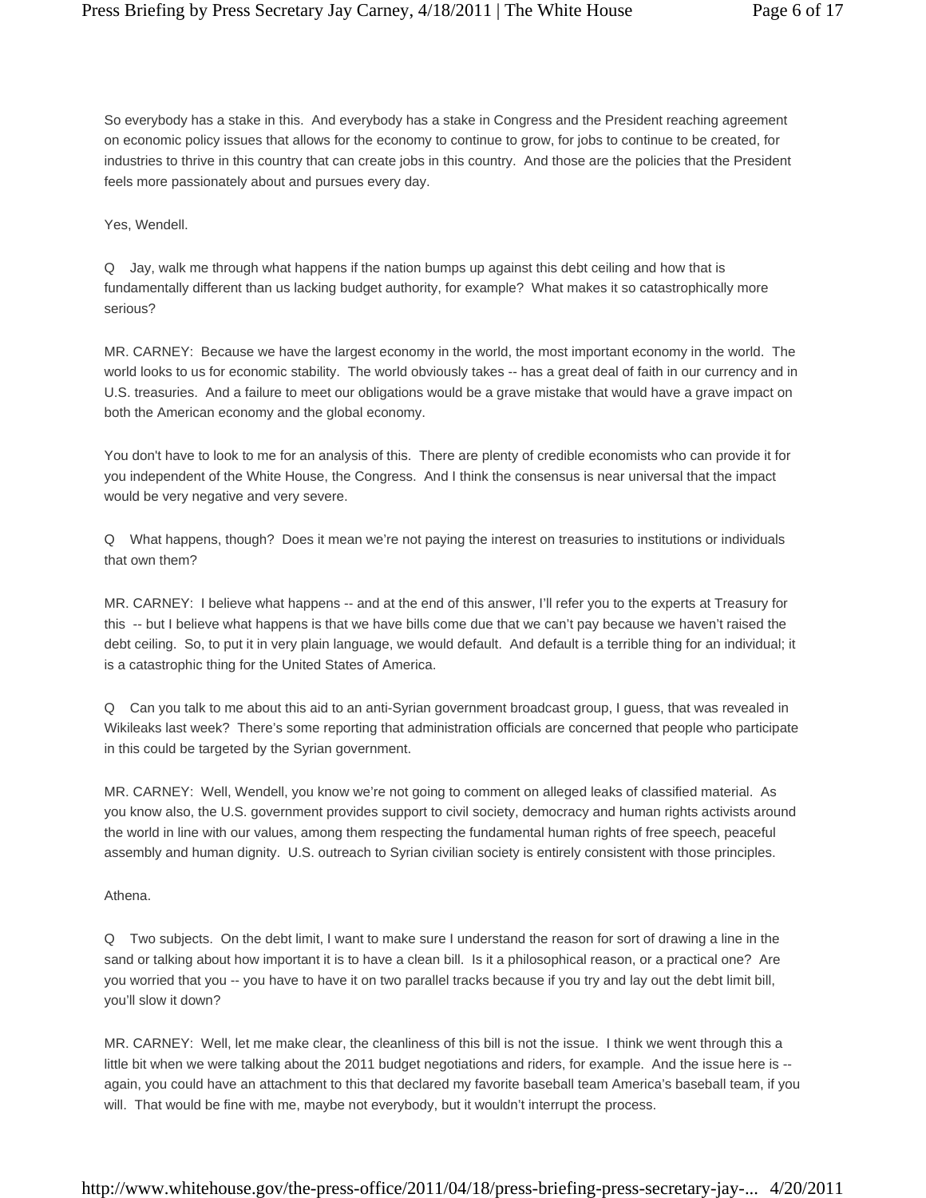So everybody has a stake in this. And everybody has a stake in Congress and the President reaching agreement on economic policy issues that allows for the economy to continue to grow, for jobs to continue to be created, for industries to thrive in this country that can create jobs in this country. And those are the policies that the President feels more passionately about and pursues every day.

Yes, Wendell.

Q Jay, walk me through what happens if the nation bumps up against this debt ceiling and how that is fundamentally different than us lacking budget authority, for example? What makes it so catastrophically more serious?

MR. CARNEY: Because we have the largest economy in the world, the most important economy in the world. The world looks to us for economic stability. The world obviously takes -- has a great deal of faith in our currency and in U.S. treasuries. And a failure to meet our obligations would be a grave mistake that would have a grave impact on both the American economy and the global economy.

You don't have to look to me for an analysis of this. There are plenty of credible economists who can provide it for you independent of the White House, the Congress. And I think the consensus is near universal that the impact would be very negative and very severe.

Q What happens, though? Does it mean we're not paying the interest on treasuries to institutions or individuals that own them?

MR. CARNEY: I believe what happens -- and at the end of this answer, I'll refer you to the experts at Treasury for this -- but I believe what happens is that we have bills come due that we can't pay because we haven't raised the debt ceiling. So, to put it in very plain language, we would default. And default is a terrible thing for an individual; it is a catastrophic thing for the United States of America.

Q Can you talk to me about this aid to an anti-Syrian government broadcast group, I guess, that was revealed in Wikileaks last week? There's some reporting that administration officials are concerned that people who participate in this could be targeted by the Syrian government.

MR. CARNEY: Well, Wendell, you know we're not going to comment on alleged leaks of classified material. As you know also, the U.S. government provides support to civil society, democracy and human rights activists around the world in line with our values, among them respecting the fundamental human rights of free speech, peaceful assembly and human dignity. U.S. outreach to Syrian civilian society is entirely consistent with those principles.

Athena.

Q Two subjects. On the debt limit, I want to make sure I understand the reason for sort of drawing a line in the sand or talking about how important it is to have a clean bill. Is it a philosophical reason, or a practical one? Are you worried that you -- you have to have it on two parallel tracks because if you try and lay out the debt limit bill, you'll slow it down?

MR. CARNEY: Well, let me make clear, the cleanliness of this bill is not the issue. I think we went through this a little bit when we were talking about the 2011 budget negotiations and riders, for example. And the issue here is -- again, you could have an attachment to this that declared my favorite baseball team America's baseball team, if you will. That would be fine with me, maybe not everybody, but it wouldn't interrupt the process.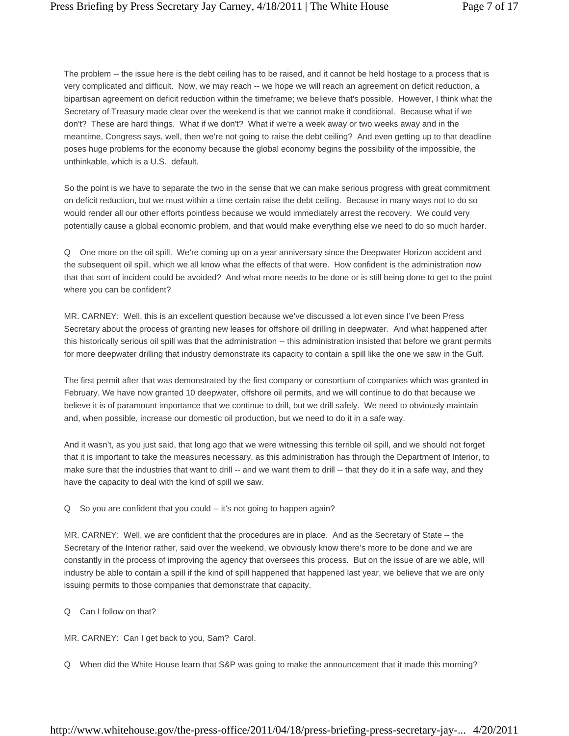The problem -- the issue here is the debt ceiling has to be raised, and it cannot be held hostage to a process that is very complicated and difficult. Now, we may reach -- we hope we will reach an agreement on deficit reduction, a bipartisan agreement on deficit reduction within the timeframe; we believe that's possible. However, I think what the Secretary of Treasury made clear over the weekend is that we cannot make it conditional. Because what if we don't? These are hard things. What if we don't? What if we're a week away or two weeks away and in the meantime, Congress says, well, then we're not going to raise the debt ceiling? And even getting up to that deadline poses huge problems for the economy because the global economy begins the possibility of the impossible, the unthinkable, which is a U.S. default.

So the point is we have to separate the two in the sense that we can make serious progress with great commitment on deficit reduction, but we must within a time certain raise the debt ceiling. Because in many ways not to do so would render all our other efforts pointless because we would immediately arrest the recovery. We could very potentially cause a global economic problem, and that would make everything else we need to do so much harder.

Q One more on the oil spill. We're coming up on a year anniversary since the Deepwater Horizon accident and the subsequent oil spill, which we all know what the effects of that were. How confident is the administration now that that sort of incident could be avoided? And what more needs to be done or is still being done to get to the point where you can be confident?

MR. CARNEY: Well, this is an excellent question because we've discussed a lot even since I've been Press Secretary about the process of granting new leases for offshore oil drilling in deepwater. And what happened after this historically serious oil spill was that the administration -- this administration insisted that before we grant permits for more deepwater drilling that industry demonstrate its capacity to contain a spill like the one we saw in the Gulf.

The first permit after that was demonstrated by the first company or consortium of companies which was granted in February. We have now granted 10 deepwater, offshore oil permits, and we will continue to do that because we believe it is of paramount importance that we continue to drill, but we drill safely. We need to obviously maintain and, when possible, increase our domestic oil production, but we need to do it in a safe way.

And it wasn't, as you just said, that long ago that we were witnessing this terrible oil spill, and we should not forget that it is important to take the measures necessary, as this administration has through the Department of Interior, to make sure that the industries that want to drill -- and we want them to drill -- that they do it in a safe way, and they have the capacity to deal with the kind of spill we saw.

Q So you are confident that you could -- it's not going to happen again?

MR. CARNEY: Well, we are confident that the procedures are in place. And as the Secretary of State -- the Secretary of the Interior rather, said over the weekend, we obviously know there's more to be done and we are constantly in the process of improving the agency that oversees this process. But on the issue of are we able, will industry be able to contain a spill if the kind of spill happened that happened last year, we believe that we are only issuing permits to those companies that demonstrate that capacity.

Q Can I follow on that?

MR. CARNEY: Can I get back to you, Sam? Carol.

Q When did the White House learn that S&P was going to make the announcement that it made this morning?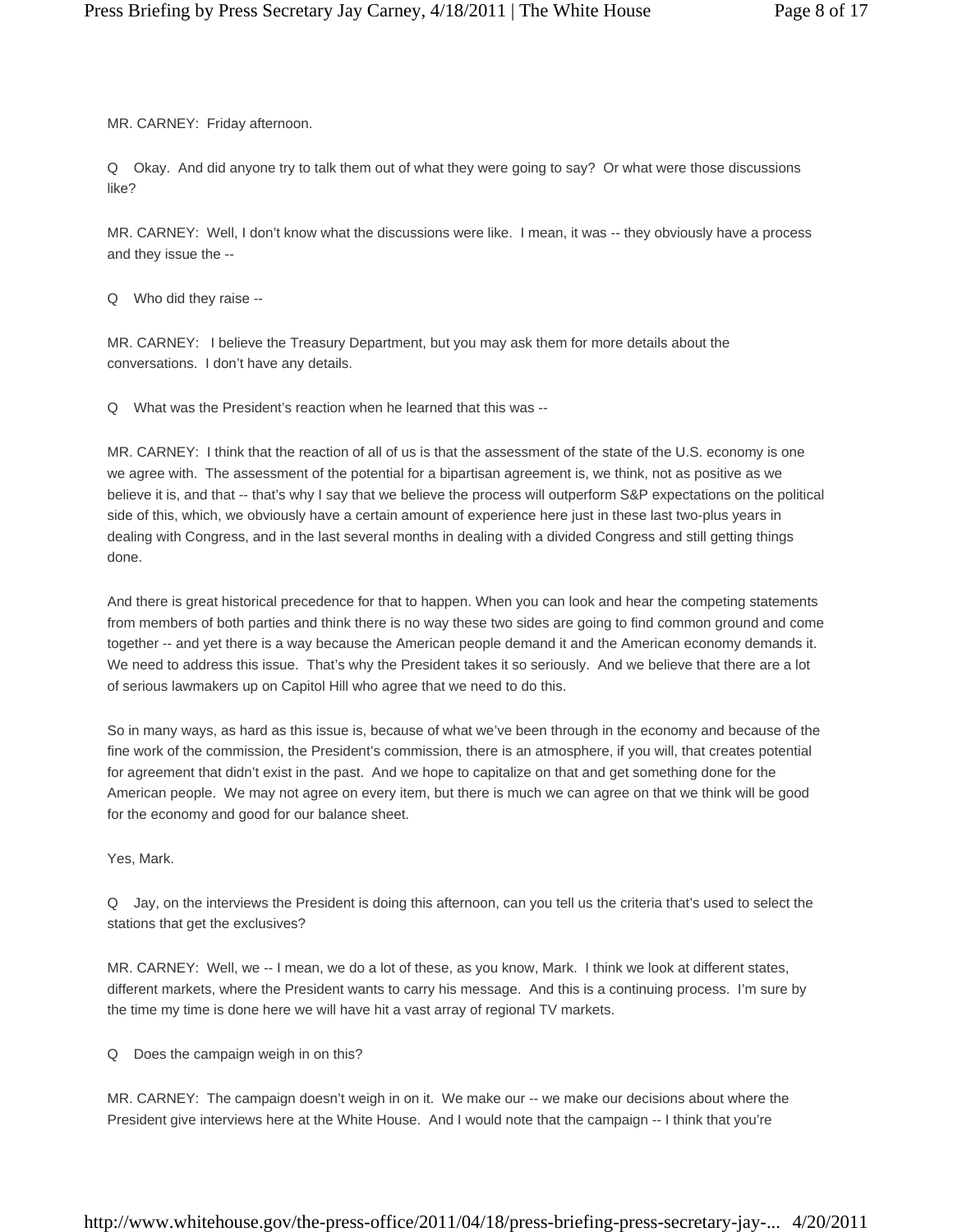MR. CARNEY: Friday afternoon.

Q Okay. And did anyone try to talk them out of what they were going to say? Or what were those discussions like?

MR. CARNEY: Well, I don't know what the discussions were like. I mean, it was -- they obviously have a process and they issue the --

Q Who did they raise --

MR. CARNEY: I believe the Treasury Department, but you may ask them for more details about the conversations. I don't have any details.

Q What was the President's reaction when he learned that this was --

MR. CARNEY: I think that the reaction of all of us is that the assessment of the state of the U.S. economy is one we agree with. The assessment of the potential for a bipartisan agreement is, we think, not as positive as we believe it is, and that -- that's why I say that we believe the process will outperform S&P expectations on the political side of this, which, we obviously have a certain amount of experience here just in these last two-plus years in dealing with Congress, and in the last several months in dealing with a divided Congress and still getting things done.

And there is great historical precedence for that to happen. When you can look and hear the competing statements from members of both parties and think there is no way these two sides are going to find common ground and come together -- and yet there is a way because the American people demand it and the American economy demands it. We need to address this issue. That's why the President takes it so seriously. And we believe that there are a lot of serious lawmakers up on Capitol Hill who agree that we need to do this.

So in many ways, as hard as this issue is, because of what we've been through in the economy and because of the fine work of the commission, the President's commission, there is an atmosphere, if you will, that creates potential for agreement that didn't exist in the past. And we hope to capitalize on that and get something done for the American people. We may not agree on every item, but there is much we can agree on that we think will be good for the economy and good for our balance sheet.

Yes, Mark.

Q Jay, on the interviews the President is doing this afternoon, can you tell us the criteria that's used to select the stations that get the exclusives?

MR. CARNEY: Well, we -- I mean, we do a lot of these, as you know, Mark. I think we look at different states, different markets, where the President wants to carry his message. And this is a continuing process. I'm sure by the time my time is done here we will have hit a vast array of regional TV markets.

Q Does the campaign weigh in on this?

MR. CARNEY: The campaign doesn't weigh in on it. We make our -- we make our decisions about where the President give interviews here at the White House. And I would note that the campaign -- I think that you're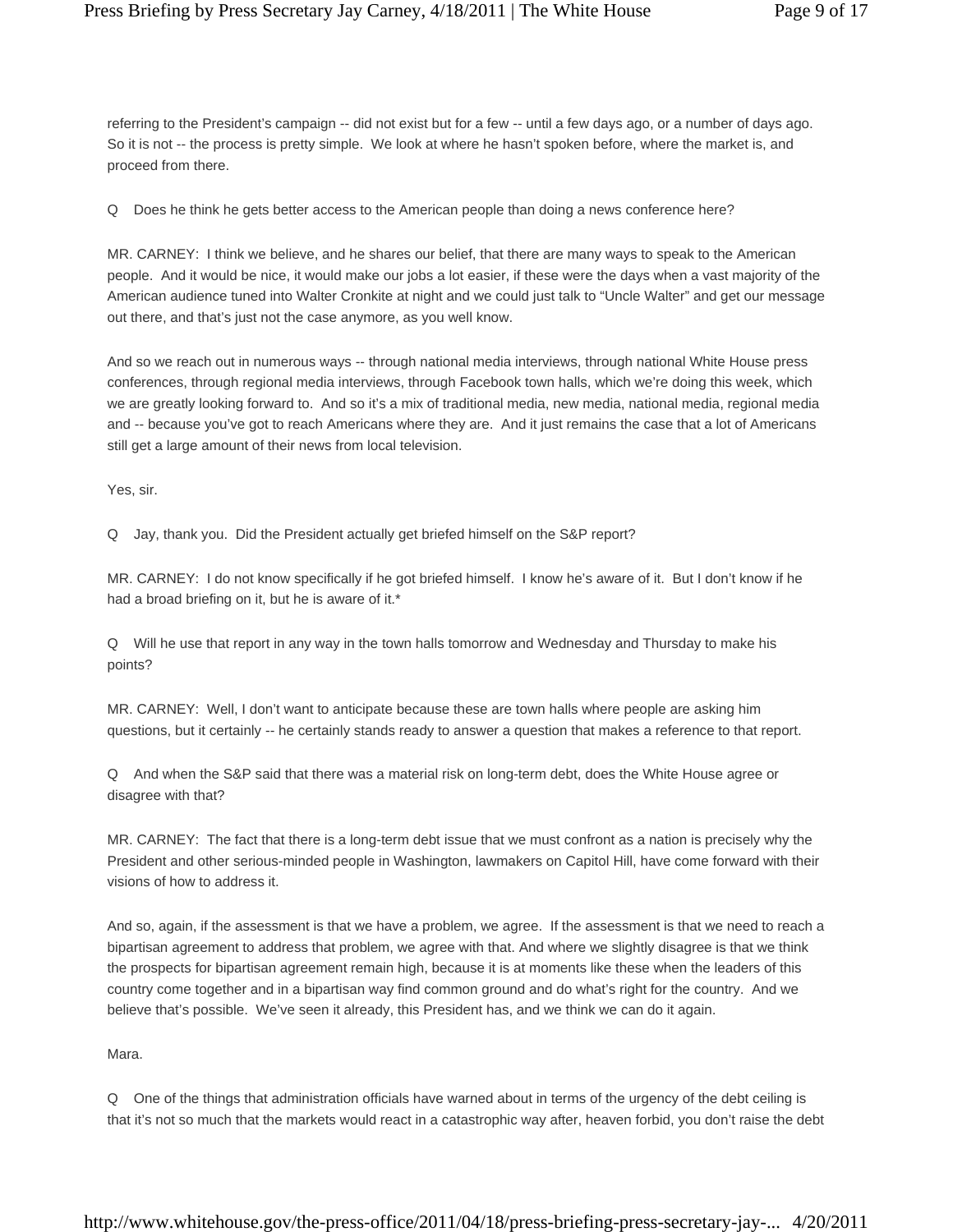referring to the President's campaign -- did not exist but for a few -- until a few days ago, or a number of days ago. So it is not -- the process is pretty simple. We look at where he hasn't spoken before, where the market is, and proceed from there.

Q Does he think he gets better access to the American people than doing a news conference here?

MR. CARNEY: I think we believe, and he shares our belief, that there are many ways to speak to the American people. And it would be nice, it would make our jobs a lot easier, if these were the days when a vast majority of the American audience tuned into Walter Cronkite at night and we could just talk to "Uncle Walter" and get our message out there, and that's just not the case anymore, as you well know.

And so we reach out in numerous ways -- through national media interviews, through national White House press conferences, through regional media interviews, through Facebook town halls, which we're doing this week, which we are greatly looking forward to. And so it's a mix of traditional media, new media, national media, regional media and -- because you've got to reach Americans where they are. And it just remains the case that a lot of Americans still get a large amount of their news from local television.

Yes, sir.

Q Jay, thank you. Did the President actually get briefed himself on the S&P report?

MR. CARNEY: I do not know specifically if he got briefed himself. I know he's aware of it. But I don't know if he had a broad briefing on it, but he is aware of it.*

Q Will he use that report in any way in the town halls tomorrow and Wednesday and Thursday to make his points?

MR. CARNEY: Well, I don't want to anticipate because these are town halls where people are asking him questions, but it certainly -- he certainly stands ready to answer a question that makes a reference to that report.

Q And when the S&P said that there was a material risk on long-term debt, does the White House agree or disagree with that?

MR. CARNEY: The fact that there is a long-term debt issue that we must confront as a nation is precisely why the President and other serious-minded people in Washington, lawmakers on Capitol Hill, have come forward with their visions of how to address it.

And so, again, if the assessment is that we have a problem, we agree. If the assessment is that we need to reach a bipartisan agreement to address that problem, we agree with that. And where we slightly disagree is that we think the prospects for bipartisan agreement remain high, because it is at moments like these when the leaders of this country come together and in a bipartisan way find common ground and do what's right for the country. And we believe that's possible. We've seen it already, this President has, and we think we can do it again.

Mara.

Q One of the things that administration officials have warned about in terms of the urgency of the debt ceiling is that it's not so much that the markets would react in a catastrophic way after, heaven forbid, you don't raise the debt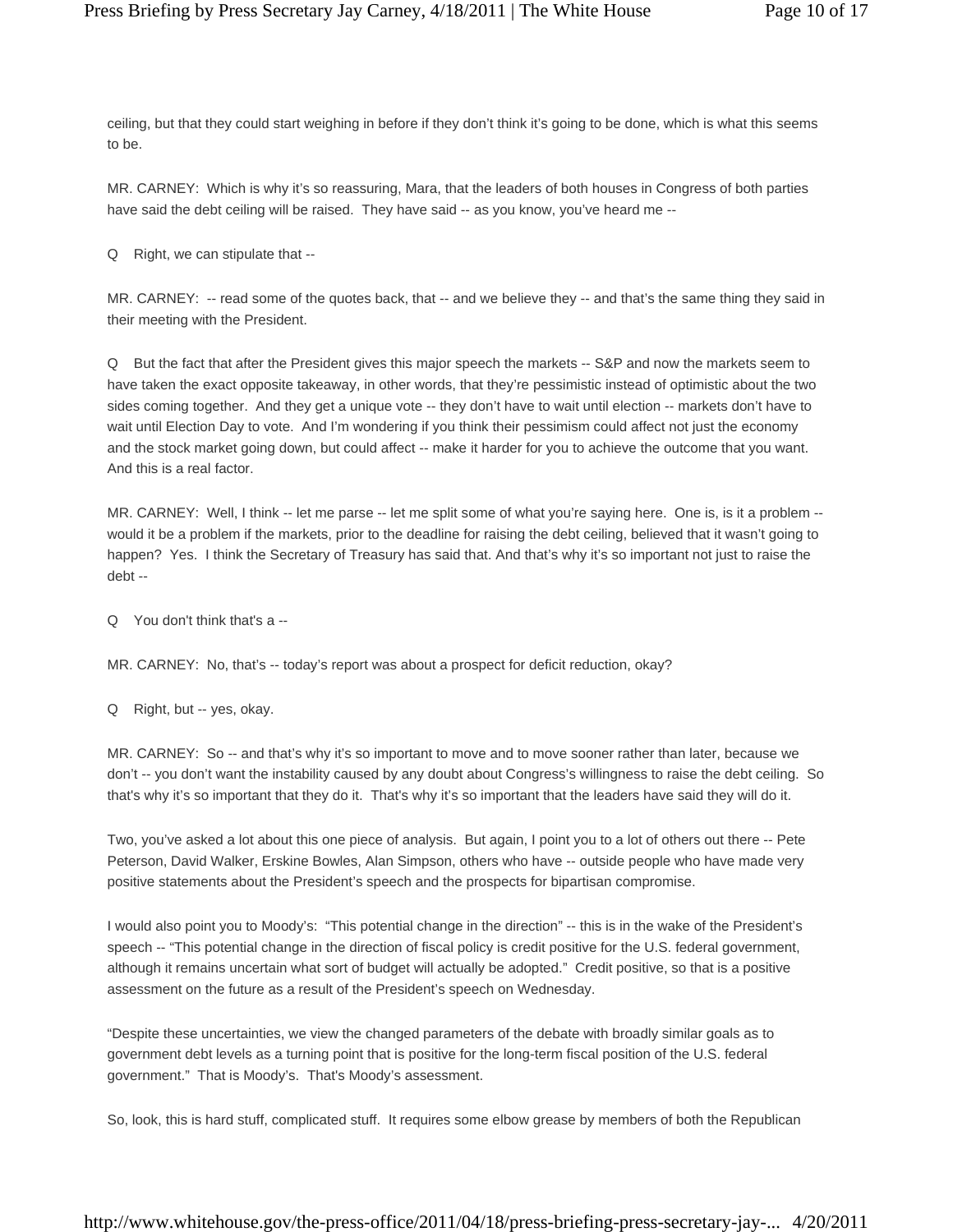ceiling, but that they could start weighing in before if they don't think it's going to be done, which is what this seems to be.

MR. CARNEY: Which is why it's so reassuring, Mara, that the leaders of both houses in Congress of both parties have said the debt ceiling will be raised. They have said -- as you know, you've heard me --

Q Right, we can stipulate that --

MR. CARNEY: -- read some of the quotes back, that -- and we believe they -- and that's the same thing they said in their meeting with the President.

Q But the fact that after the President gives this major speech the markets -- S&P and now the markets seem to have taken the exact opposite takeaway, in other words, that they're pessimistic instead of optimistic about the two sides coming together. And they get a unique vote -- they don't have to wait until election -- markets don't have to wait until Election Day to vote. And I'm wondering if you think their pessimism could affect not just the economy and the stock market going down, but could affect -- make it harder for you to achieve the outcome that you want. And this is a real factor.

MR. CARNEY: Well, I think -- let me parse -- let me split some of what you're saying here. One is, is it a problem -- would it be a problem if the markets, prior to the deadline for raising the debt ceiling, believed that it wasn't going to happen? Yes. I think the Secretary of Treasury has said that. And that's why it's so important not just to raise the debt --

Q You don't think that's a --

MR. CARNEY: No, that's -- today's report was about a prospect for deficit reduction, okay?

Q Right, but -- yes, okay.

MR. CARNEY: So -- and that's why it's so important to move and to move sooner rather than later, because we don't -- you don't want the instability caused by any doubt about Congress's willingness to raise the debt ceiling. So that's why it's so important that they do it. That's why it's so important that the leaders have said they will do it.

Two, you've asked a lot about this one piece of analysis. But again, I point you to a lot of others out there -- Pete Peterson, David Walker, Erskine Bowles, Alan Simpson, others who have -- outside people who have made very positive statements about the President's speech and the prospects for bipartisan compromise.

I would also point you to Moody's: "This potential change in the direction" -- this is in the wake of the President's speech -- "This potential change in the direction of fiscal policy is credit positive for the U.S. federal government, although it remains uncertain what sort of budget will actually be adopted." Credit positive, so that is a positive assessment on the future as a result of the President's speech on Wednesday.

"Despite these uncertainties, we view the changed parameters of the debate with broadly similar goals as to government debt levels as a turning point that is positive for the long-term fiscal position of the U.S. federal government." That is Moody's. That's Moody's assessment.

So, look, this is hard stuff, complicated stuff. It requires some elbow grease by members of both the Republican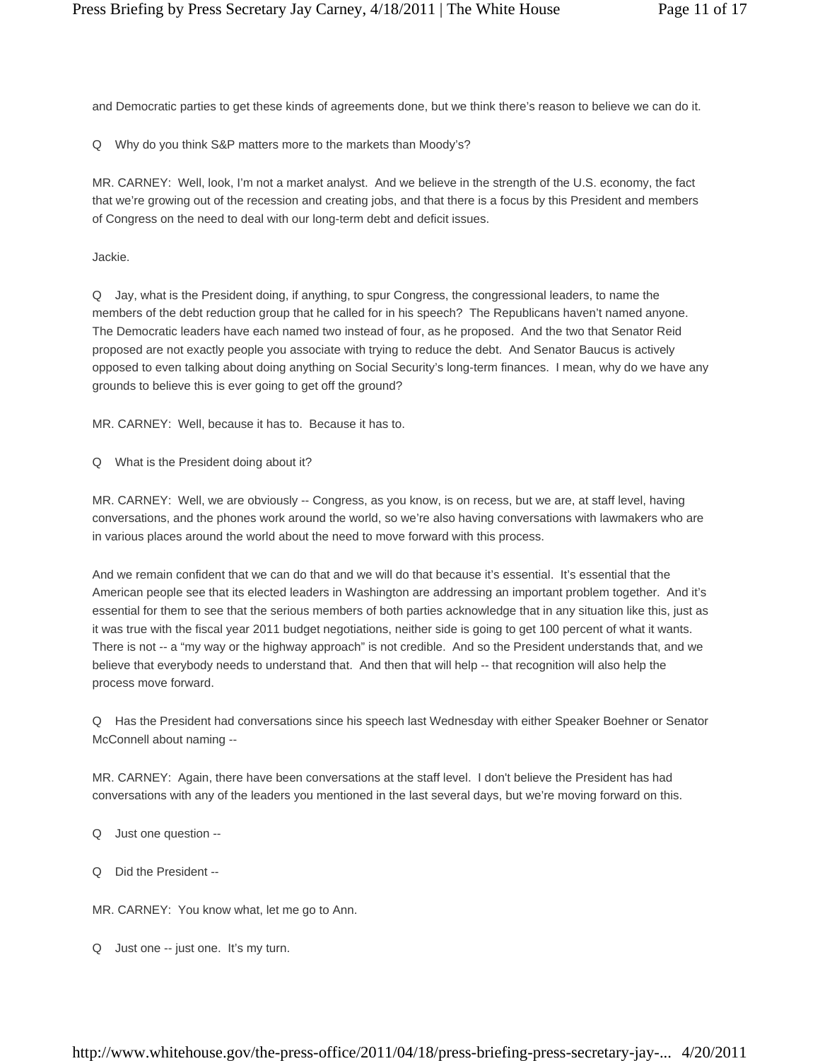and Democratic parties to get these kinds of agreements done, but we think there's reason to believe we can do it.

Q Why do you think S&P matters more to the markets than Moody's?

MR. CARNEY: Well, look, I'm not a market analyst. And we believe in the strength of the U.S. economy, the fact that we're growing out of the recession and creating jobs, and that there is a focus by this President and members of Congress on the need to deal with our long-term debt and deficit issues.

Jackie.

Q Jay, what is the President doing, if anything, to spur Congress, the congressional leaders, to name the members of the debt reduction group that he called for in his speech? The Republicans haven't named anyone. The Democratic leaders have each named two instead of four, as he proposed. And the two that Senator Reid proposed are not exactly people you associate with trying to reduce the debt. And Senator Baucus is actively opposed to even talking about doing anything on Social Security's long-term finances. I mean, why do we have any grounds to believe this is ever going to get off the ground?

MR. CARNEY: Well, because it has to. Because it has to.

Q What is the President doing about it?

MR. CARNEY: Well, we are obviously -- Congress, as you know, is on recess, but we are, at staff level, having conversations, and the phones work around the world, so we're also having conversations with lawmakers who are in various places around the world about the need to move forward with this process.

And we remain confident that we can do that and we will do that because it's essential. It's essential that the American people see that its elected leaders in Washington are addressing an important problem together. And it's essential for them to see that the serious members of both parties acknowledge that in any situation like this, just as it was true with the fiscal year 2011 budget negotiations, neither side is going to get 100 percent of what it wants. There is not -- a "my way or the highway approach" is not credible. And so the President understands that, and we believe that everybody needs to understand that. And then that will help -- that recognition will also help the process move forward.

Q Has the President had conversations since his speech last Wednesday with either Speaker Boehner or Senator McConnell about naming --

MR. CARNEY: Again, there have been conversations at the staff level. I don't believe the President has had conversations with any of the leaders you mentioned in the last several days, but we're moving forward on this.

Q Just one question --

Q Did the President --

MR. CARNEY: You know what, let me go to Ann.

Q Just one -- just one. It's my turn.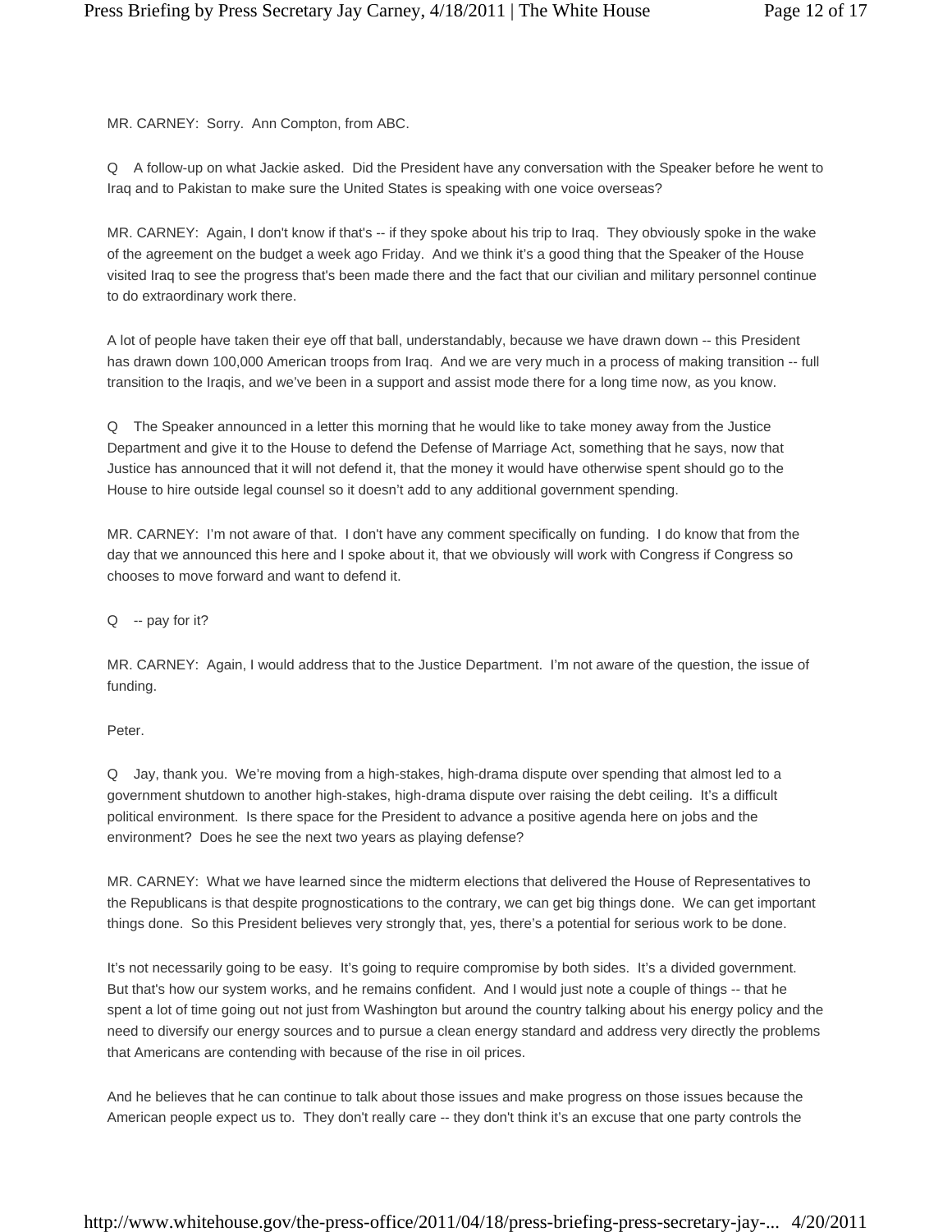MR. CARNEY: Sorry. Ann Compton, from ABC.

Q A follow-up on what Jackie asked. Did the President have any conversation with the Speaker before he went to Iraq and to Pakistan to make sure the United States is speaking with one voice overseas?

MR. CARNEY: Again, I don't know if that's -- if they spoke about his trip to Iraq. They obviously spoke in the wake of the agreement on the budget a week ago Friday. And we think it's a good thing that the Speaker of the House visited Iraq to see the progress that's been made there and the fact that our civilian and military personnel continue to do extraordinary work there.

A lot of people have taken their eye off that ball, understandably, because we have drawn down -- this President has drawn down 100,000 American troops from Iraq. And we are very much in a process of making transition -- full transition to the Iraqis, and we've been in a support and assist mode there for a long time now, as you know.

Q The Speaker announced in a letter this morning that he would like to take money away from the Justice Department and give it to the House to defend the Defense of Marriage Act, something that he says, now that Justice has announced that it will not defend it, that the money it would have otherwise spent should go to the House to hire outside legal counsel so it doesn't add to any additional government spending.

MR. CARNEY: I'm not aware of that. I don't have any comment specifically on funding. I do know that from the day that we announced this here and I spoke about it, that we obviously will work with Congress if Congress so chooses to move forward and want to defend it.

Q -- pay for it?

MR. CARNEY: Again, I would address that to the Justice Department. I'm not aware of the question, the issue of funding.

Peter.

Q Jay, thank you. We're moving from a high-stakes, high-drama dispute over spending that almost led to a government shutdown to another high-stakes, high-drama dispute over raising the debt ceiling. It's a difficult political environment. Is there space for the President to advance a positive agenda here on jobs and the environment? Does he see the next two years as playing defense?

MR. CARNEY: What we have learned since the midterm elections that delivered the House of Representatives to the Republicans is that despite prognostications to the contrary, we can get big things done. We can get important things done. So this President believes very strongly that, yes, there's a potential for serious work to be done.

It's not necessarily going to be easy. It's going to require compromise by both sides. It's a divided government. But that's how our system works, and he remains confident. And I would just note a couple of things -- that he spent a lot of time going out not just from Washington but around the country talking about his energy policy and the need to diversify our energy sources and to pursue a clean energy standard and address very directly the problems that Americans are contending with because of the rise in oil prices.

And he believes that he can continue to talk about those issues and make progress on those issues because the American people expect us to. They don't really care -- they don't think it's an excuse that one party controls the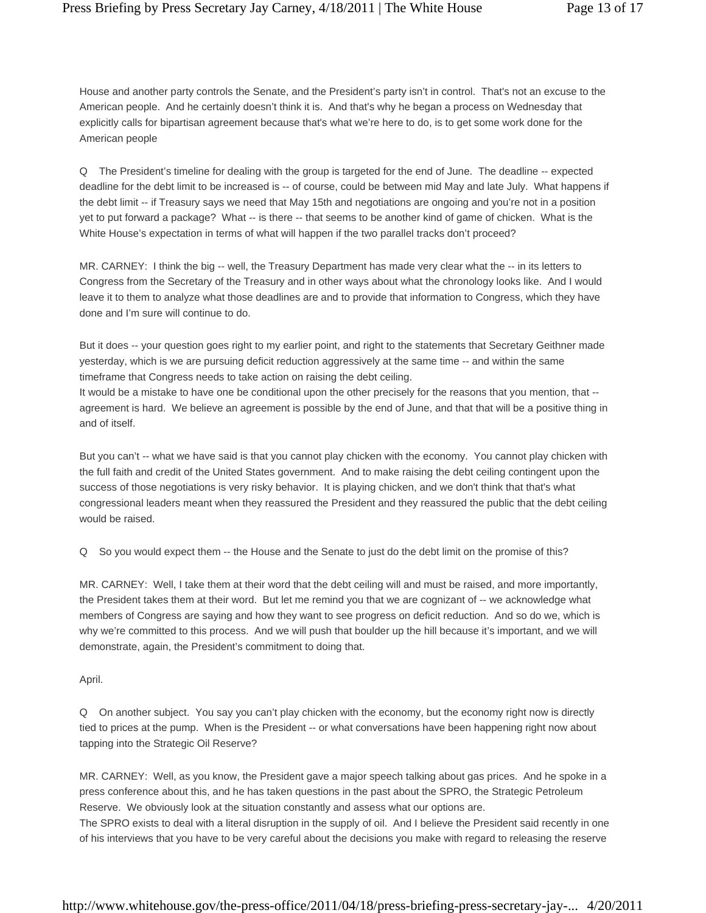House and another party controls the Senate, and the President's party isn't in control. That's not an excuse to the American people. And he certainly doesn't think it is. And that's why he began a process on Wednesday that explicitly calls for bipartisan agreement because that's what we're here to do, is to get some work done for the American people

Q The President's timeline for dealing with the group is targeted for the end of June. The deadline -- expected deadline for the debt limit to be increased is -- of course, could be between mid May and late July. What happens if the debt limit -- if Treasury says we need that May 15th and negotiations are ongoing and you're not in a position yet to put forward a package? What -- is there -- that seems to be another kind of game of chicken. What is the White House's expectation in terms of what will happen if the two parallel tracks don't proceed?

MR. CARNEY: I think the big -- well, the Treasury Department has made very clear what the -- in its letters to Congress from the Secretary of the Treasury and in other ways about what the chronology looks like. And I would leave it to them to analyze what those deadlines are and to provide that information to Congress, which they have done and I'm sure will continue to do.

But it does -- your question goes right to my earlier point, and right to the statements that Secretary Geithner made yesterday, which is we are pursuing deficit reduction aggressively at the same time -- and within the same timeframe that Congress needs to take action on raising the debt ceiling.
It would be a mistake to have one be conditional upon the other precisely for the reasons that you mention, that -- agreement is hard. We believe an agreement is possible by the end of June, and that that will be a positive thing in and of itself.

But you can't -- what we have said is that you cannot play chicken with the economy. You cannot play chicken with the full faith and credit of the United States government. And to make raising the debt ceiling contingent upon the success of those negotiations is very risky behavior. It is playing chicken, and we don't think that that's what congressional leaders meant when they reassured the President and they reassured the public that the debt ceiling would be raised.

Q So you would expect them -- the House and the Senate to just do the debt limit on the promise of this?

MR. CARNEY: Well, I take them at their word that the debt ceiling will and must be raised, and more importantly, the President takes them at their word. But let me remind you that we are cognizant of -- we acknowledge what members of Congress are saying and how they want to see progress on deficit reduction. And so do we, which is why we're committed to this process. And we will push that boulder up the hill because it's important, and we will demonstrate, again, the President's commitment to doing that.

April.

Q On another subject. You say you can't play chicken with the economy, but the economy right now is directly tied to prices at the pump. When is the President -- or what conversations have been happening right now about tapping into the Strategic Oil Reserve?

MR. CARNEY: Well, as you know, the President gave a major speech talking about gas prices. And he spoke in a press conference about this, and he has taken questions in the past about the SPRO, the Strategic Petroleum Reserve. We obviously look at the situation constantly and assess what our options are.
The SPRO exists to deal with a literal disruption in the supply of oil. And I believe the President said recently in one of his interviews that you have to be very careful about the decisions you make with regard to releasing the reserve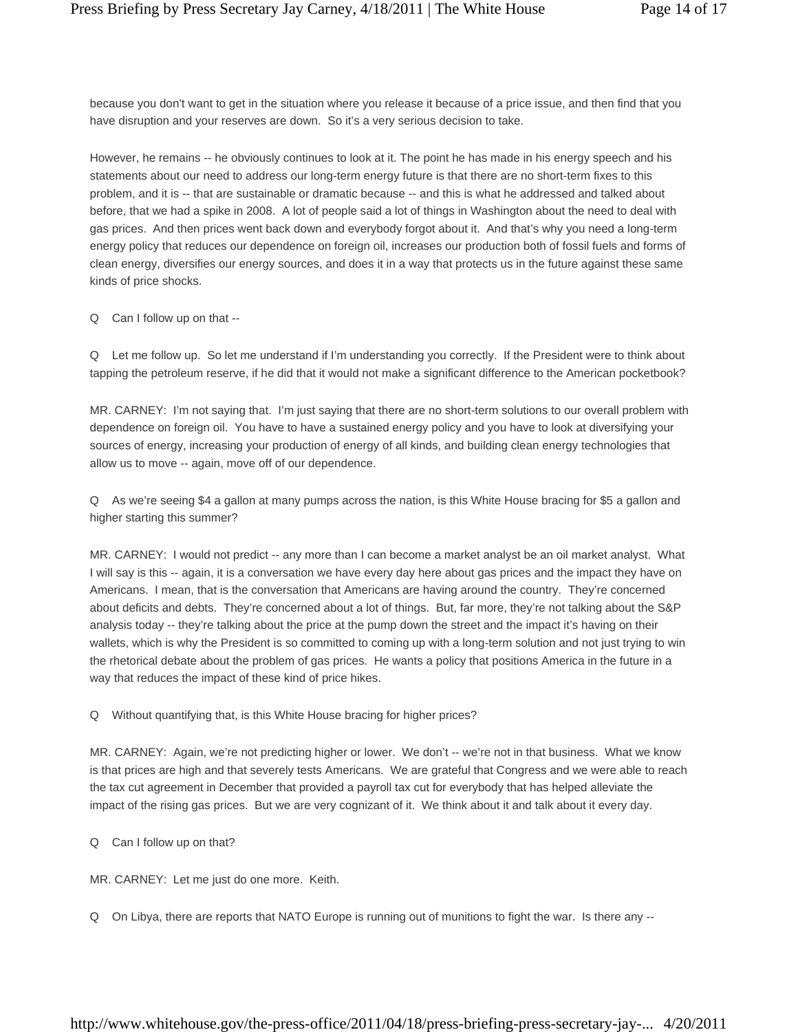because you don't want to get in the situation where you release it because of a price issue, and then find that you have disruption and your reserves are down. So it's a very serious decision to take.

However, he remains -- he obviously continues to look at it. The point he has made in his energy speech and his statements about our need to address our long-term energy future is that there are no short-term fixes to this problem, and it is -- that are sustainable or dramatic because -- and this is what he addressed and talked about before, that we had a spike in 2008. A lot of people said a lot of things in Washington about the need to deal with gas prices. And then prices went back down and everybody forgot about it. And that's why you need a long-term energy policy that reduces our dependence on foreign oil, increases our production both of fossil fuels and forms of clean energy, diversifies our energy sources, and does it in a way that protects us in the future against these same kinds of price shocks.

Q Can I follow up on that --

Q Let me follow up. So let me understand if I'm understanding you correctly. If the President were to think about tapping the petroleum reserve, if he did that it would not make a significant difference to the American pocketbook?

MR. CARNEY: I'm not saying that. I'm just saying that there are no short-term solutions to our overall problem with dependence on foreign oil. You have to have a sustained energy policy and you have to look at diversifying your sources of energy, increasing your production of energy of all kinds, and building clean energy technologies that allow us to move -- again, move off of our dependence.

Q As we're seeing $4 a gallon at many pumps across the nation, is this White House bracing for $5 a gallon and higher starting this summer?

MR. CARNEY: I would not predict -- any more than I can become a market analyst be an oil market analyst. What I will say is this -- again, it is a conversation we have every day here about gas prices and the impact they have on Americans. I mean, that is the conversation that Americans are having around the country. They're concerned about deficits and debts. They're concerned about a lot of things. But, far more, they're not talking about the S&P analysis today -- they're talking about the price at the pump down the street and the impact it's having on their wallets, which is why the President is so committed to coming up with a long-term solution and not just trying to win the rhetorical debate about the problem of gas prices. He wants a policy that positions America in the future in a way that reduces the impact of these kind of price hikes.

Q Without quantifying that, is this White House bracing for higher prices?

MR. CARNEY: Again, we're not predicting higher or lower. We don't -- we're not in that business. What we know is that prices are high and that severely tests Americans. We are grateful that Congress and we were able to reach the tax cut agreement in December that provided a payroll tax cut for everybody that has helped alleviate the impact of the rising gas prices. But we are very cognizant of it. We think about it and talk about it every day.

Q Can I follow up on that?

MR. CARNEY: Let me just do one more. Keith.

Q On Libya, there are reports that NATO Europe is running out of munitions to fight the war. Is there any --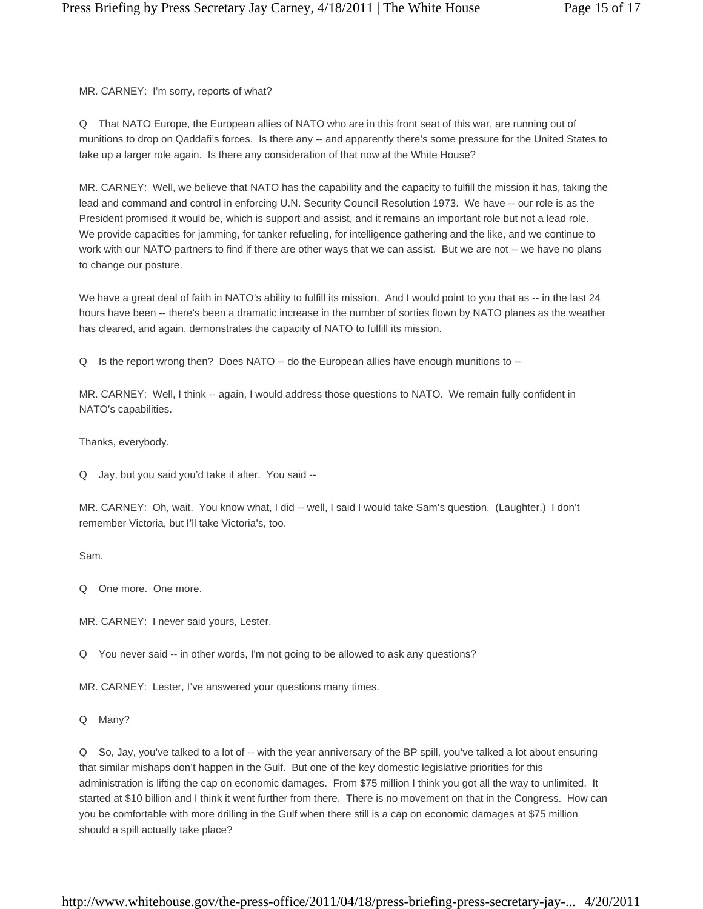MR. CARNEY: I'm sorry, reports of what?

Q That NATO Europe, the European allies of NATO who are in this front seat of this war, are running out of munitions to drop on Qaddafi's forces. Is there any -- and apparently there's some pressure for the United States to take up a larger role again. Is there any consideration of that now at the White House?

MR. CARNEY: Well, we believe that NATO has the capability and the capacity to fulfill the mission it has, taking the lead and command and control in enforcing U.N. Security Council Resolution 1973. We have -- our role is as the President promised it would be, which is support and assist, and it remains an important role but not a lead role. We provide capacities for jamming, for tanker refueling, for intelligence gathering and the like, and we continue to work with our NATO partners to find if there are other ways that we can assist. But we are not -- we have no plans to change our posture.

We have a great deal of faith in NATO's ability to fulfill its mission. And I would point to you that as -- in the last 24 hours have been -- there's been a dramatic increase in the number of sorties flown by NATO planes as the weather has cleared, and again, demonstrates the capacity of NATO to fulfill its mission.

Q Is the report wrong then? Does NATO -- do the European allies have enough munitions to --

MR. CARNEY: Well, I think -- again, I would address those questions to NATO. We remain fully confident in NATO's capabilities.

Thanks, everybody.

Q Jay, but you said you'd take it after. You said --

MR. CARNEY: Oh, wait. You know what, I did -- well, I said I would take Sam's question. (Laughter.) I don't remember Victoria, but I'll take Victoria's, too.

Sam.

Q One more. One more.

MR. CARNEY: I never said yours, Lester.

Q You never said -- in other words, I'm not going to be allowed to ask any questions?

MR. CARNEY: Lester, I've answered your questions many times.

Q Many?

Q So, Jay, you've talked to a lot of -- with the year anniversary of the BP spill, you've talked a lot about ensuring that similar mishaps don't happen in the Gulf. But one of the key domestic legislative priorities for this administration is lifting the cap on economic damages. From $75 million I think you got all the way to unlimited. It started at $10 billion and I think it went further from there. There is no movement on that in the Congress. How can you be comfortable with more drilling in the Gulf when there still is a cap on economic damages at $75 million should a spill actually take place?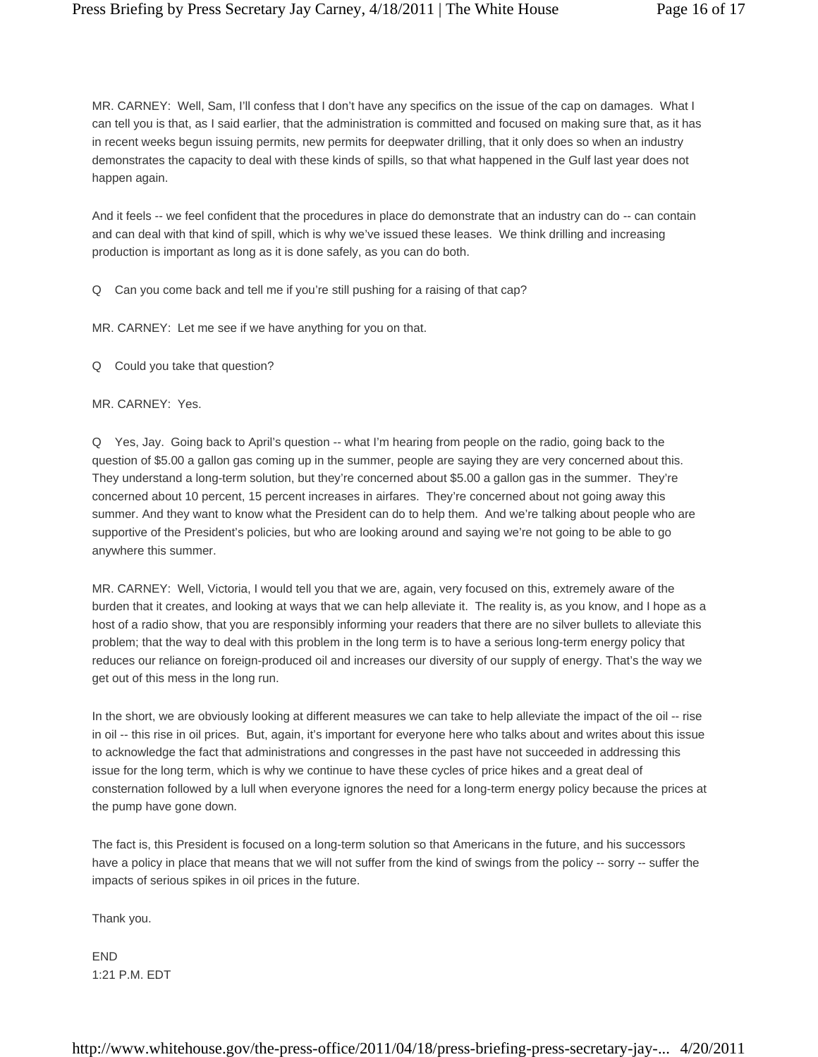MR. CARNEY: Well, Sam, I'll confess that I don't have any specifics on the issue of the cap on damages. What I can tell you is that, as I said earlier, that the administration is committed and focused on making sure that, as it has in recent weeks begun issuing permits, new permits for deepwater drilling, that it only does so when an industry demonstrates the capacity to deal with these kinds of spills, so that what happened in the Gulf last year does not happen again.

And it feels -- we feel confident that the procedures in place do demonstrate that an industry can do -- can contain and can deal with that kind of spill, which is why we've issued these leases. We think drilling and increasing production is important as long as it is done safely, as you can do both.

Q Can you come back and tell me if you're still pushing for a raising of that cap?

MR. CARNEY: Let me see if we have anything for you on that.

Q Could you take that question?

MR. CARNEY: Yes.

Q Yes, Jay. Going back to April's question -- what I'm hearing from people on the radio, going back to the question of $5.00 a gallon gas coming up in the summer, people are saying they are very concerned about this. They understand a long-term solution, but they're concerned about $5.00 a gallon gas in the summer. They're concerned about 10 percent, 15 percent increases in airfares. They're concerned about not going away this summer. And they want to know what the President can do to help them. And we're talking about people who are supportive of the President's policies, but who are looking around and saying we're not going to be able to go anywhere this summer.

MR. CARNEY: Well, Victoria, I would tell you that we are, again, very focused on this, extremely aware of the burden that it creates, and looking at ways that we can help alleviate it. The reality is, as you know, and I hope as a host of a radio show, that you are responsibly informing your readers that there are no silver bullets to alleviate this problem; that the way to deal with this problem in the long term is to have a serious long-term energy policy that reduces our reliance on foreign-produced oil and increases our diversity of our supply of energy. That's the way we get out of this mess in the long run.

In the short, we are obviously looking at different measures we can take to help alleviate the impact of the oil -- rise in oil -- this rise in oil prices. But, again, it's important for everyone here who talks about and writes about this issue to acknowledge the fact that administrations and congresses in the past have not succeeded in addressing this issue for the long term, which is why we continue to have these cycles of price hikes and a great deal of consternation followed by a lull when everyone ignores the need for a long-term energy policy because the prices at the pump have gone down.

The fact is, this President is focused on a long-term solution so that Americans in the future, and his successors have a policy in place that means that we will not suffer from the kind of swings from the policy -- sorry -- suffer the impacts of serious spikes in oil prices in the future.

Thank you.

END
1:21 P.M. EDT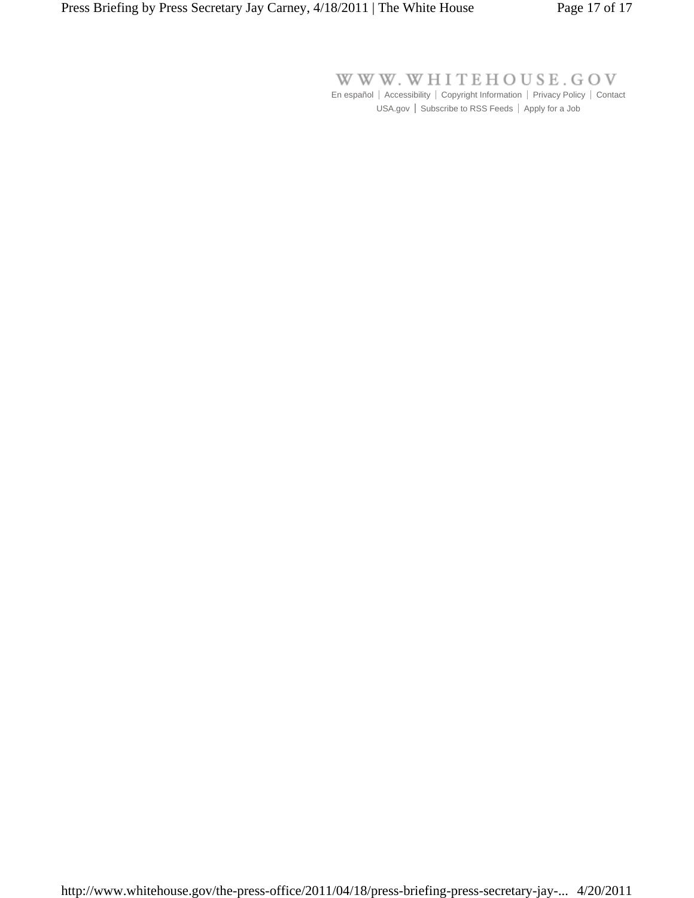WWW.WHITEHOUSE.GOV

En español | Accessibility | Copyright Information | Privacy Policy | Contact

USA.gov | Subscribe to RSS Feeds | Apply for a Job